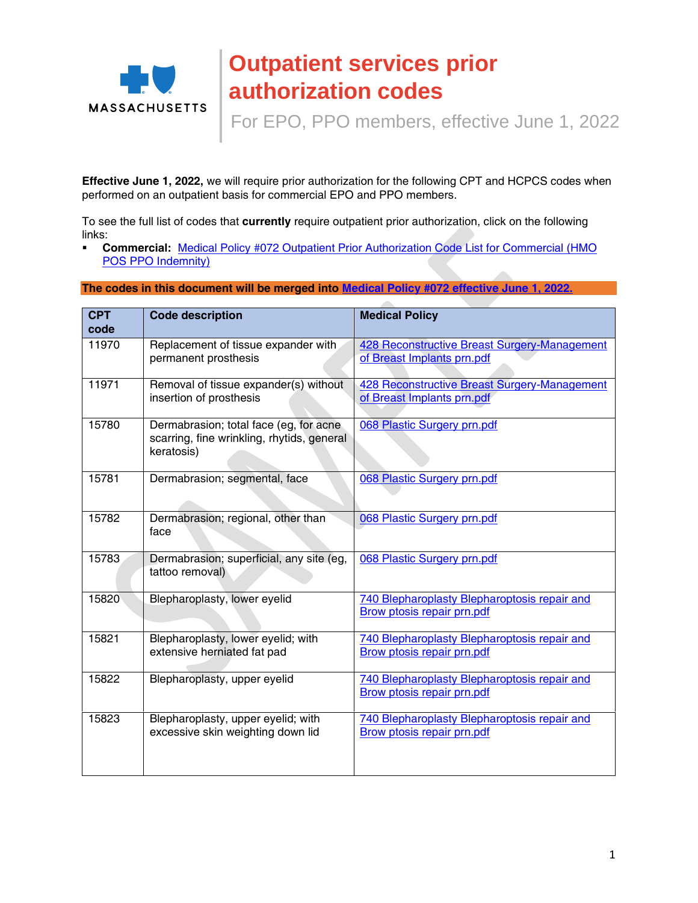# Outpatient services prior authorization codes

For EPO, PPO members, effective June 1, 2022

**Effective June 1, 2022,** we will require prior authorization for the following CPT and HCPCS codes when performed on an outpatient basis for commercial EPO and PPO members.

To see the full list of codes that **currently** require outpatient prior authorization, click on the following links:

- **Commercial:** Medical Policy #072 Outpatient Prior Authorization Code List for Commercial (HMO POS PPO Indemnity)

**The codes in this document will be merged into Medical Policy #072 effective June 1, 2022.**

| CPT code | Code description | Medical Policy |
|---|---|---|
| 11970 | Replacement of tissue expander with permanent prosthesis | 428 Reconstructive Breast Surgery-Management of Breast Implants prn.pdf |
| 11971 | Removal of tissue expander(s) without insertion of prosthesis | 428 Reconstructive Breast Surgery-Management of Breast Implants prn.pdf |
| 15780 | Dermabrasion; total face (eg, for acne scarring, fine wrinkling, rhytids, general keratosis) | 068 Plastic Surgery prn.pdf |
| 15781 | Dermabrasion; segmental, face | 068 Plastic Surgery prn.pdf |
| 15782 | Dermabrasion; regional, other than face | 068 Plastic Surgery prn.pdf |
| 15783 | Dermabrasion; superficial, any site (eg, tattoo removal) | 068 Plastic Surgery prn.pdf |
| 15820 | Blepharoplasty, lower eyelid | 740 Blepharoplasty Blepharoptosis repair and Brow ptosis repair prn.pdf |
| 15821 | Blepharoplasty, lower eyelid; with extensive herniated fat pad | 740 Blepharoplasty Blepharoptosis repair and Brow ptosis repair prn.pdf |
| 15822 | Blepharoplasty, upper eyelid | 740 Blepharoplasty Blepharoptosis repair and Brow ptosis repair prn.pdf |
| 15823 | Blepharoplasty, upper eyelid; with excessive skin weighting down lid | 740 Blepharoplasty Blepharoptosis repair and Brow ptosis repair prn.pdf |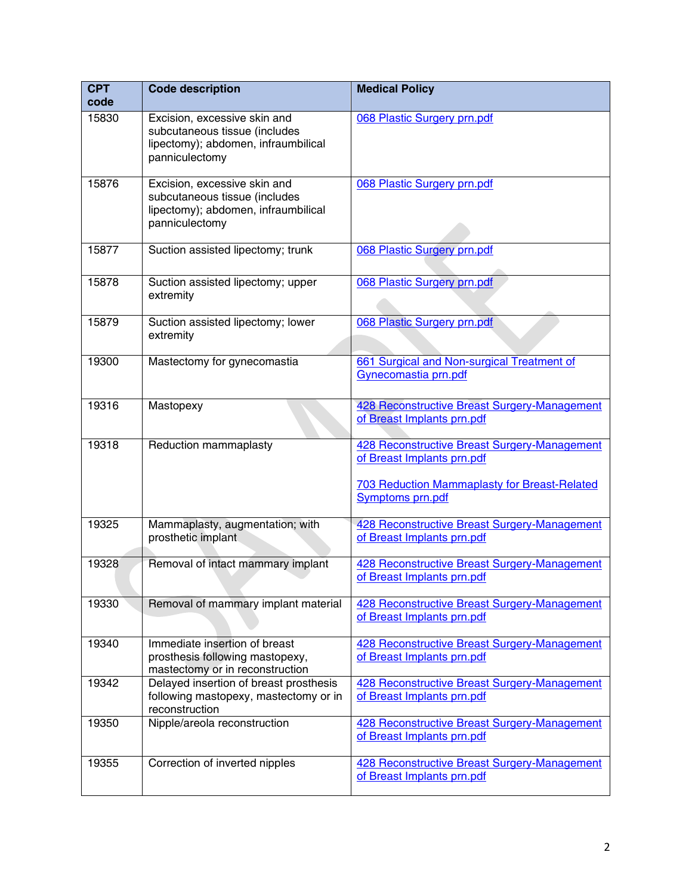| CPT code | Code description | Medical Policy |
|---|---|---|
| 15830 | Excision, excessive skin and subcutaneous tissue (includes lipectomy); abdomen, infraumbilical panniculectomy | 068 Plastic Surgery prn.pdf |
| 15876 | Excision, excessive skin and subcutaneous tissue (includes lipectomy); abdomen, infraumbilical panniculectomy | 068 Plastic Surgery prn.pdf |
| 15877 | Suction assisted lipectomy; trunk | 068 Plastic Surgery prn.pdf |
| 15878 | Suction assisted lipectomy; upper extremity | 068 Plastic Surgery prn.pdf |
| 15879 | Suction assisted lipectomy; lower extremity | 068 Plastic Surgery prn.pdf |
| 19300 | Mastectomy for gynecomastia | 661 Surgical and Non-surgical Treatment of Gynecomastia prn.pdf |
| 19316 | Mastopexy | 428 Reconstructive Breast Surgery-Management of Breast Implants prn.pdf |
| 19318 | Reduction mammaplasty | 428 Reconstructive Breast Surgery-Management of Breast Implants prn.pdf<br><br>703 Reduction Mammaplasty for Breast-Related Symptoms prn.pdf |
| 19325 | Mammaplasty, augmentation; with prosthetic implant | 428 Reconstructive Breast Surgery-Management of Breast Implants prn.pdf |
| 19328 | Removal of intact mammary implant | 428 Reconstructive Breast Surgery-Management of Breast Implants prn.pdf |
| 19330 | Removal of mammary implant material | 428 Reconstructive Breast Surgery-Management of Breast Implants prn.pdf |
| 19340 | Immediate insertion of breast prosthesis following mastopexy, mastectomy or in reconstruction | 428 Reconstructive Breast Surgery-Management of Breast Implants prn.pdf |
| 19342 | Delayed insertion of breast prosthesis following mastopexy, mastectomy or in reconstruction | 428 Reconstructive Breast Surgery-Management of Breast Implants prn.pdf |
| 19350 | Nipple/areola reconstruction | 428 Reconstructive Breast Surgery-Management of Breast Implants prn.pdf |
| 19355 | Correction of inverted nipples | 428 Reconstructive Breast Surgery-Management of Breast Implants prn.pdf |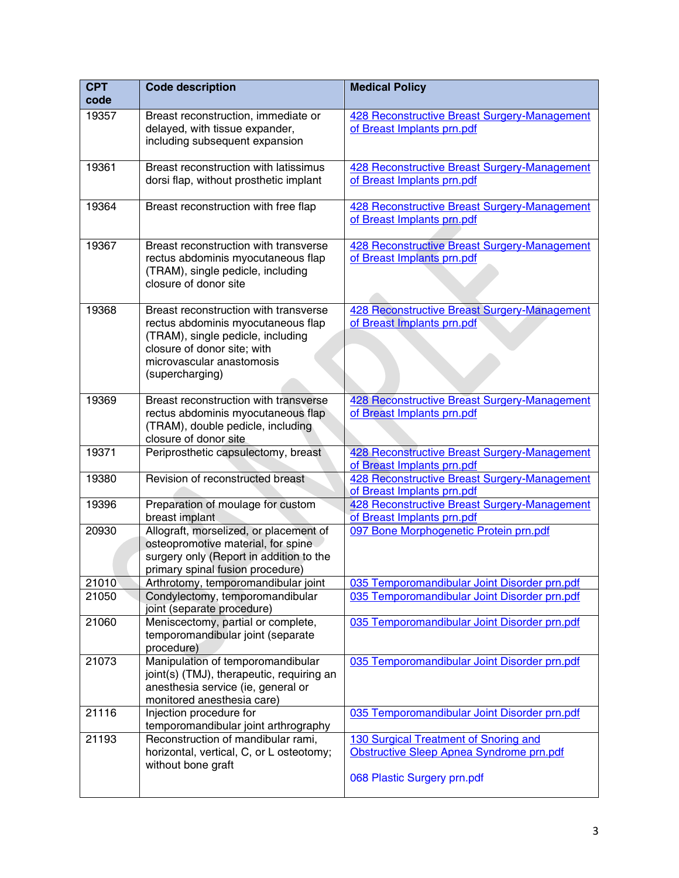| CPT code | Code description | Medical Policy |
|---|---|---|
| 19357 | Breast reconstruction, immediate or delayed, with tissue expander, including subsequent expansion | 428 Reconstructive Breast Surgery-Management of Breast Implants prn.pdf |
| 19361 | Breast reconstruction with latissimus dorsi flap, without prosthetic implant | 428 Reconstructive Breast Surgery-Management of Breast Implants prn.pdf |
| 19364 | Breast reconstruction with free flap | 428 Reconstructive Breast Surgery-Management of Breast Implants prn.pdf |
| 19367 | Breast reconstruction with transverse rectus abdominis myocutaneous flap (TRAM), single pedicle, including closure of donor site | 428 Reconstructive Breast Surgery-Management of Breast Implants prn.pdf |
| 19368 | Breast reconstruction with transverse rectus abdominis myocutaneous flap (TRAM), single pedicle, including closure of donor site; with microvascular anastomosis (supercharging) | 428 Reconstructive Breast Surgery-Management of Breast Implants prn.pdf |
| 19369 | Breast reconstruction with transverse rectus abdominis myocutaneous flap (TRAM), double pedicle, including closure of donor site | 428 Reconstructive Breast Surgery-Management of Breast Implants prn.pdf |
| 19371 | Periprosthetic capsulectomy, breast | 428 Reconstructive Breast Surgery-Management of Breast Implants prn.pdf |
| 19380 | Revision of reconstructed breast | 428 Reconstructive Breast Surgery-Management of Breast Implants prn.pdf |
| 19396 | Preparation of moulage for custom breast implant | 428 Reconstructive Breast Surgery-Management of Breast Implants prn.pdf |
| 20930 | Allograft, morselized, or placement of osteopromotive material, for spine surgery only (Report in addition to the primary spinal fusion procedure) | 097 Bone Morphogenetic Protein prn.pdf |
| 21010 | Arthrotomy, temporomandibular joint | 035 Temporomandibular Joint Disorder prn.pdf |
| 21050 | Condylectomy, temporomandibular joint (separate procedure) | 035 Temporomandibular Joint Disorder prn.pdf |
| 21060 | Meniscectomy, partial or complete, temporomandibular joint (separate procedure) | 035 Temporomandibular Joint Disorder prn.pdf |
| 21073 | Manipulation of temporomandibular joint(s) (TMJ), therapeutic, requiring an anesthesia service (ie, general or monitored anesthesia care) | 035 Temporomandibular Joint Disorder prn.pdf |
| 21116 | Injection procedure for temporomandibular joint arthrography | 035 Temporomandibular Joint Disorder prn.pdf |
| 21193 | Reconstruction of mandibular rami, horizontal, vertical, C, or L osteotomy; without bone graft | 130 Surgical Treatment of Snoring and Obstructive Sleep Apnea Syndrome prn.pdf<br><br>068 Plastic Surgery prn.pdf |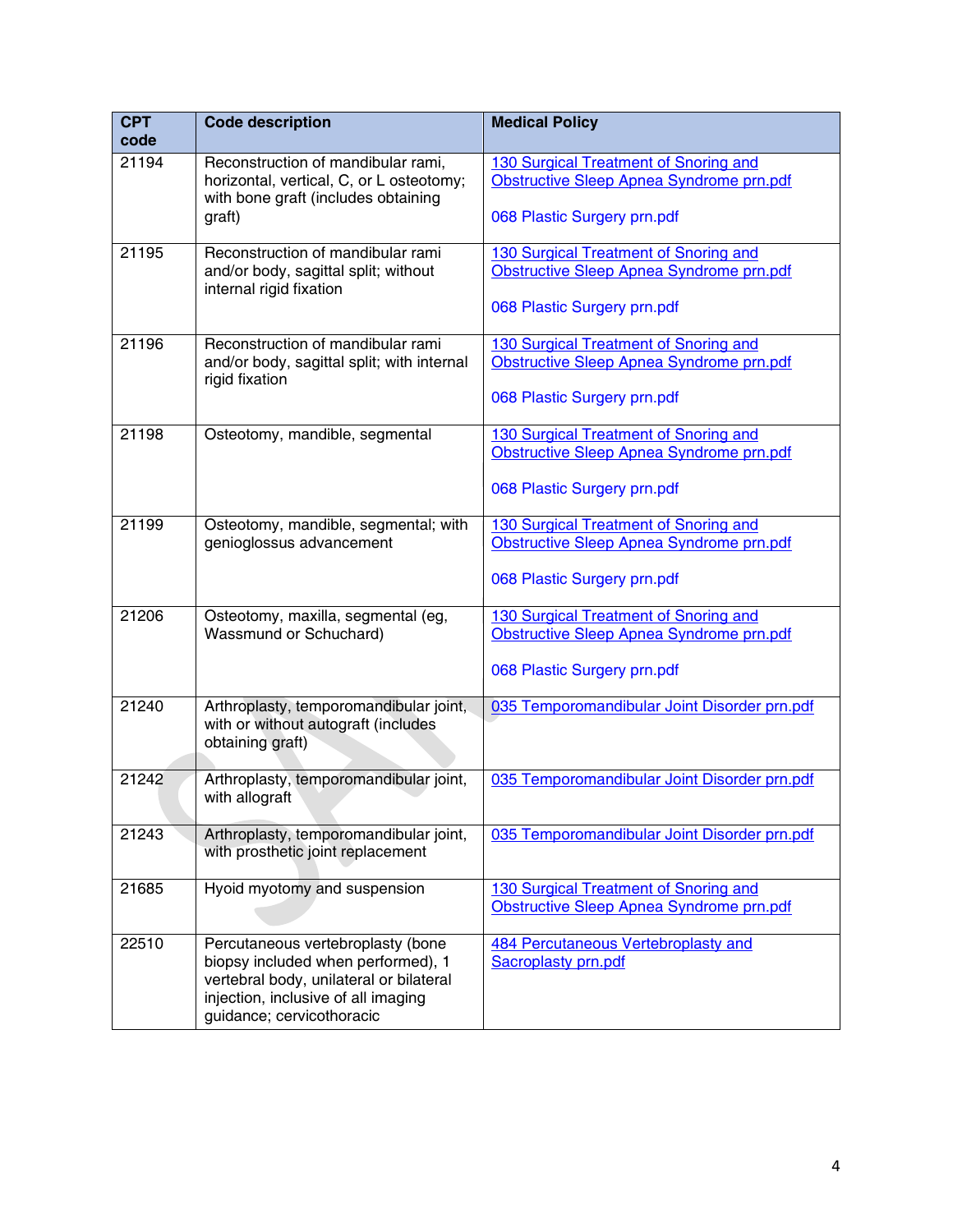| CPT code | Code description | Medical Policy |
|---|---|---|
| 21194 | Reconstruction of mandibular rami, horizontal, vertical, C, or L osteotomy; with bone graft (includes obtaining graft) | 130 Surgical Treatment of Snoring and Obstructive Sleep Apnea Syndrome prn.pdf<br><br>068 Plastic Surgery prn.pdf |
| 21195 | Reconstruction of mandibular rami and/or body, sagittal split; without internal rigid fixation | 130 Surgical Treatment of Snoring and Obstructive Sleep Apnea Syndrome prn.pdf<br><br>068 Plastic Surgery prn.pdf |
| 21196 | Reconstruction of mandibular rami and/or body, sagittal split; with internal rigid fixation | 130 Surgical Treatment of Snoring and Obstructive Sleep Apnea Syndrome prn.pdf<br><br>068 Plastic Surgery prn.pdf |
| 21198 | Osteotomy, mandible, segmental | 130 Surgical Treatment of Snoring and Obstructive Sleep Apnea Syndrome prn.pdf<br><br>068 Plastic Surgery prn.pdf |
| 21199 | Osteotomy, mandible, segmental; with genioglossus advancement | 130 Surgical Treatment of Snoring and Obstructive Sleep Apnea Syndrome prn.pdf<br><br>068 Plastic Surgery prn.pdf |
| 21206 | Osteotomy, maxilla, segmental (eg, Wassmund or Schuchard) | 130 Surgical Treatment of Snoring and Obstructive Sleep Apnea Syndrome prn.pdf<br><br>068 Plastic Surgery prn.pdf |
| 21240 | Arthroplasty, temporomandibular joint, with or without autograft (includes obtaining graft) | 035 Temporomandibular Joint Disorder prn.pdf |
| 21242 | Arthroplasty, temporomandibular joint, with allograft | 035 Temporomandibular Joint Disorder prn.pdf |
| 21243 | Arthroplasty, temporomandibular joint, with prosthetic joint replacement | 035 Temporomandibular Joint Disorder prn.pdf |
| 21685 | Hyoid myotomy and suspension | 130 Surgical Treatment of Snoring and Obstructive Sleep Apnea Syndrome prn.pdf |
| 22510 | Percutaneous vertebroplasty (bone biopsy included when performed), 1 vertebral body, unilateral or bilateral injection, inclusive of all imaging guidance; cervicothoracic | 484 Percutaneous Vertebroplasty and Sacroplasty prn.pdf |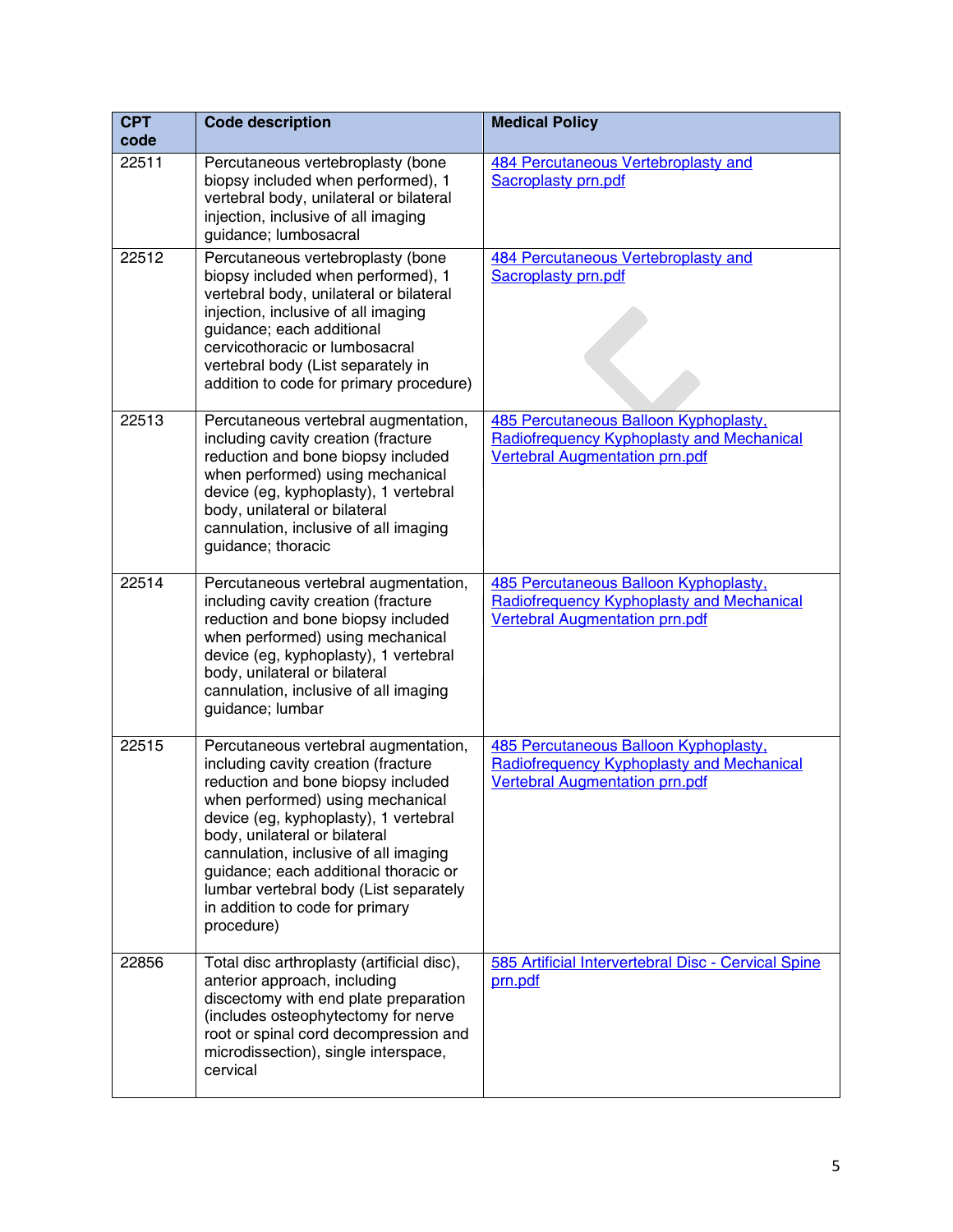| CPT code | Code description | Medical Policy |
|---|---|---|
| 22511 | Percutaneous vertebroplasty (bone biopsy included when performed), 1 vertebral body, unilateral or bilateral injection, inclusive of all imaging guidance; lumbosacral | 484 Percutaneous Vertebroplasty and Sacroplasty prn.pdf |
| 22512 | Percutaneous vertebroplasty (bone biopsy included when performed), 1 vertebral body, unilateral or bilateral injection, inclusive of all imaging guidance; each additional cervicothoracic or lumbosacral vertebral body (List separately in addition to code for primary procedure) | 484 Percutaneous Vertebroplasty and Sacroplasty prn.pdf |
| 22513 | Percutaneous vertebral augmentation, including cavity creation (fracture reduction and bone biopsy included when performed) using mechanical device (eg, kyphoplasty), 1 vertebral body, unilateral or bilateral cannulation, inclusive of all imaging guidance; thoracic | 485 Percutaneous Balloon Kyphoplasty, Radiofrequency Kyphoplasty and Mechanical Vertebral Augmentation prn.pdf |
| 22514 | Percutaneous vertebral augmentation, including cavity creation (fracture reduction and bone biopsy included when performed) using mechanical device (eg, kyphoplasty), 1 vertebral body, unilateral or bilateral cannulation, inclusive of all imaging guidance; lumbar | 485 Percutaneous Balloon Kyphoplasty, Radiofrequency Kyphoplasty and Mechanical Vertebral Augmentation prn.pdf |
| 22515 | Percutaneous vertebral augmentation, including cavity creation (fracture reduction and bone biopsy included when performed) using mechanical device (eg, kyphoplasty), 1 vertebral body, unilateral or bilateral cannulation, inclusive of all imaging guidance; each additional thoracic or lumbar vertebral body (List separately in addition to code for primary procedure) | 485 Percutaneous Balloon Kyphoplasty, Radiofrequency Kyphoplasty and Mechanical Vertebral Augmentation prn.pdf |
| 22856 | Total disc arthroplasty (artificial disc), anterior approach, including discectomy with end plate preparation (includes osteophytectomy for nerve root or spinal cord decompression and microdissection), single interspace, cervical | 585 Artificial Intervertebral Disc - Cervical Spine prn.pdf |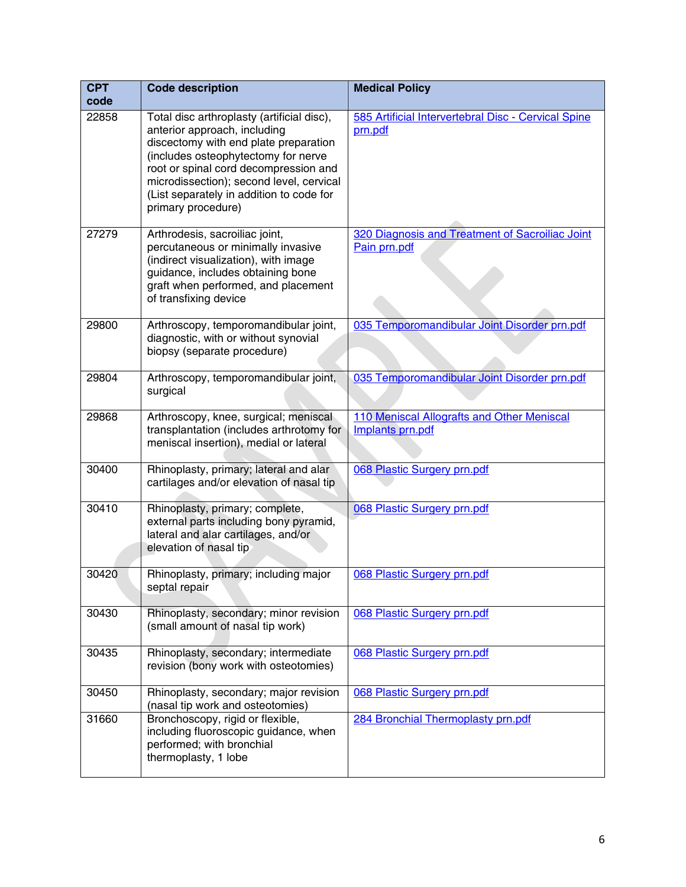| CPT code | Code description | Medical Policy |
|---|---|---|
| 22858 | Total disc arthroplasty (artificial disc), anterior approach, including discectomy with end plate preparation (includes osteophytectomy for nerve root or spinal cord decompression and microdissection); second level, cervical (List separately in addition to code for primary procedure) | 585 Artificial Intervertebral Disc - Cervical Spine prn.pdf |
| 27279 | Arthrodesis, sacroiliac joint, percutaneous or minimally invasive (indirect visualization), with image guidance, includes obtaining bone graft when performed, and placement of transfixing device | 320 Diagnosis and Treatment of Sacroiliac Joint Pain prn.pdf |
| 29800 | Arthroscopy, temporomandibular joint, diagnostic, with or without synovial biopsy (separate procedure) | 035 Temporomandibular Joint Disorder prn.pdf |
| 29804 | Arthroscopy, temporomandibular joint, surgical | 035 Temporomandibular Joint Disorder prn.pdf |
| 29868 | Arthroscopy, knee, surgical; meniscal transplantation (includes arthrotomy for meniscal insertion), medial or lateral | 110 Meniscal Allografts and Other Meniscal Implants prn.pdf |
| 30400 | Rhinoplasty, primary; lateral and alar cartilages and/or elevation of nasal tip | 068 Plastic Surgery prn.pdf |
| 30410 | Rhinoplasty, primary; complete, external parts including bony pyramid, lateral and alar cartilages, and/or elevation of nasal tip | 068 Plastic Surgery prn.pdf |
| 30420 | Rhinoplasty, primary; including major septal repair | 068 Plastic Surgery prn.pdf |
| 30430 | Rhinoplasty, secondary; minor revision (small amount of nasal tip work) | 068 Plastic Surgery prn.pdf |
| 30435 | Rhinoplasty, secondary; intermediate revision (bony work with osteotomies) | 068 Plastic Surgery prn.pdf |
| 30450 | Rhinoplasty, secondary; major revision (nasal tip work and osteotomies) | 068 Plastic Surgery prn.pdf |
| 31660 | Bronchoscopy, rigid or flexible, including fluoroscopic guidance, when performed; with bronchial thermoplasty, 1 lobe | 284 Bronchial Thermoplasty prn.pdf |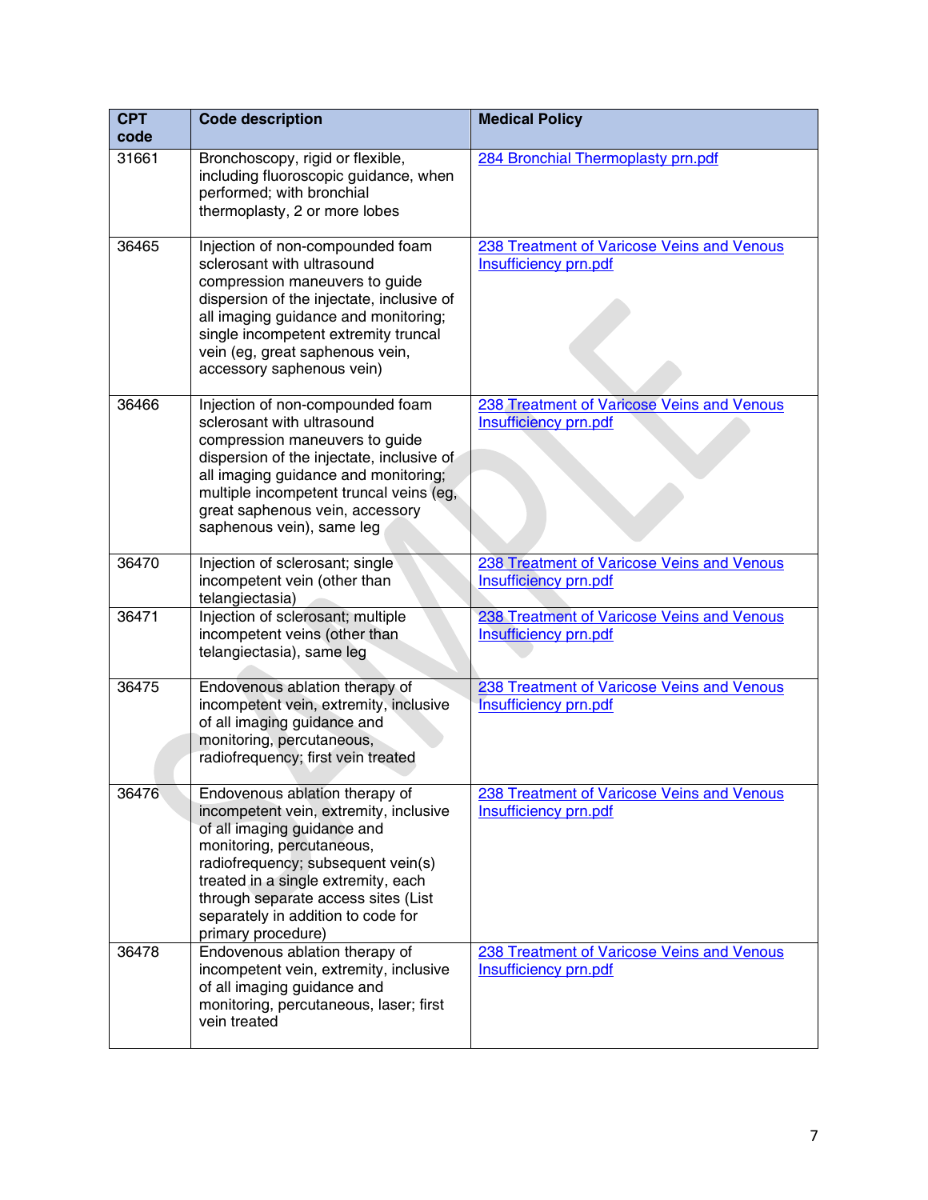| CPT code | Code description | Medical Policy |
|---|---|---|
| 31661 | Bronchoscopy, rigid or flexible, including fluoroscopic guidance, when performed; with bronchial thermoplasty, 2 or more lobes | 284 Bronchial Thermoplasty prn.pdf |
| 36465 | Injection of non-compounded foam sclerosant with ultrasound compression maneuvers to guide dispersion of the injectate, inclusive of all imaging guidance and monitoring; single incompetent extremity truncal vein (eg, great saphenous vein, accessory saphenous vein) | 238 Treatment of Varicose Veins and Venous Insufficiency prn.pdf |
| 36466 | Injection of non-compounded foam sclerosant with ultrasound compression maneuvers to guide dispersion of the injectate, inclusive of all imaging guidance and monitoring; multiple incompetent truncal veins (eg, great saphenous vein, accessory saphenous vein), same leg | 238 Treatment of Varicose Veins and Venous Insufficiency prn.pdf |
| 36470 | Injection of sclerosant; single incompetent vein (other than telangiectasia) | 238 Treatment of Varicose Veins and Venous Insufficiency prn.pdf |
| 36471 | Injection of sclerosant; multiple incompetent veins (other than telangiectasia), same leg | 238 Treatment of Varicose Veins and Venous Insufficiency prn.pdf |
| 36475 | Endovenous ablation therapy of incompetent vein, extremity, inclusive of all imaging guidance and monitoring, percutaneous, radiofrequency; first vein treated | 238 Treatment of Varicose Veins and Venous Insufficiency prn.pdf |
| 36476 | Endovenous ablation therapy of incompetent vein, extremity, inclusive of all imaging guidance and monitoring, percutaneous, radiofrequency; subsequent vein(s) treated in a single extremity, each through separate access sites (List separately in addition to code for primary procedure) | 238 Treatment of Varicose Veins and Venous Insufficiency prn.pdf |
| 36478 | Endovenous ablation therapy of incompetent vein, extremity, inclusive of all imaging guidance and monitoring, percutaneous, laser; first vein treated | 238 Treatment of Varicose Veins and Venous Insufficiency prn.pdf |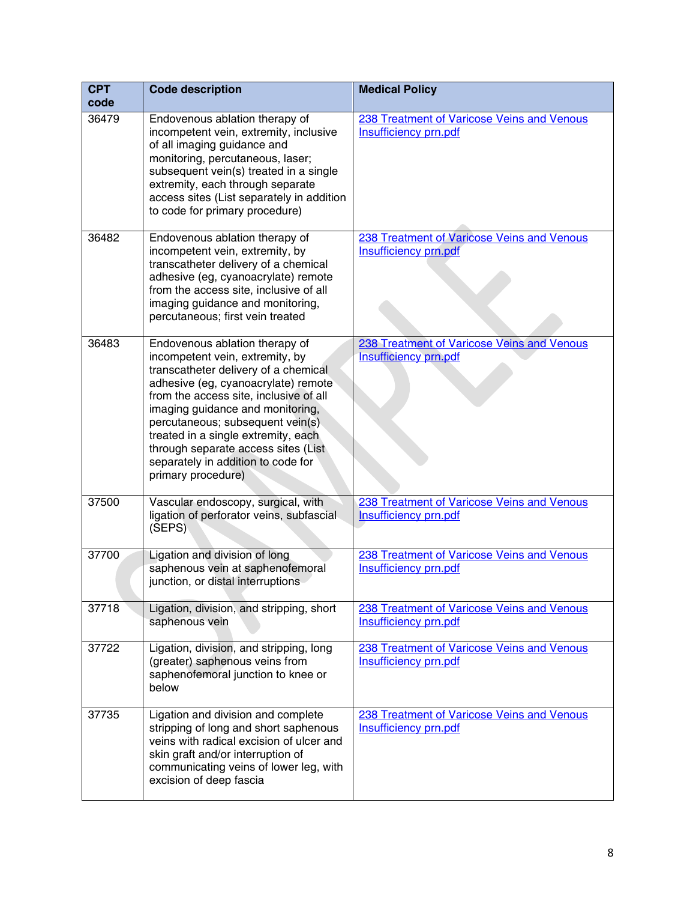| CPT code | Code description | Medical Policy |
|---|---|---|
| 36479 | Endovenous ablation therapy of incompetent vein, extremity, inclusive of all imaging guidance and monitoring, percutaneous, laser; subsequent vein(s) treated in a single extremity, each through separate access sites (List separately in addition to code for primary procedure) | [238 Treatment of Varicose Veins and Venous Insufficiency prn.pdf]() |
| 36482 | Endovenous ablation therapy of incompetent vein, extremity, by transcatheter delivery of a chemical adhesive (eg, cyanoacrylate) remote from the access site, inclusive of all imaging guidance and monitoring, percutaneous; first vein treated | [238 Treatment of Varicose Veins and Venous Insufficiency prn.pdf]() |
| 36483 | Endovenous ablation therapy of incompetent vein, extremity, by transcatheter delivery of a chemical adhesive (eg, cyanoacrylate) remote from the access site, inclusive of all imaging guidance and monitoring, percutaneous; subsequent vein(s) treated in a single extremity, each through separate access sites (List separately in addition to code for primary procedure) | [238 Treatment of Varicose Veins and Venous Insufficiency prn.pdf]() |
| 37500 | Vascular endoscopy, surgical, with ligation of perforator veins, subfascial (SEPS) | [238 Treatment of Varicose Veins and Venous Insufficiency prn.pdf]() |
| 37700 | Ligation and division of long saphenous vein at saphenofemoral junction, or distal interruptions | [238 Treatment of Varicose Veins and Venous Insufficiency prn.pdf]() |
| 37718 | Ligation, division, and stripping, short saphenous vein | [238 Treatment of Varicose Veins and Venous Insufficiency prn.pdf]() |
| 37722 | Ligation, division, and stripping, long (greater) saphenous veins from saphenofemoral junction to knee or below | [238 Treatment of Varicose Veins and Venous Insufficiency prn.pdf]() |
| 37735 | Ligation and division and complete stripping of long and short saphenous veins with radical excision of ulcer and skin graft and/or interruption of communicating veins of lower leg, with excision of deep fascia | [238 Treatment of Varicose Veins and Venous Insufficiency prn.pdf]() |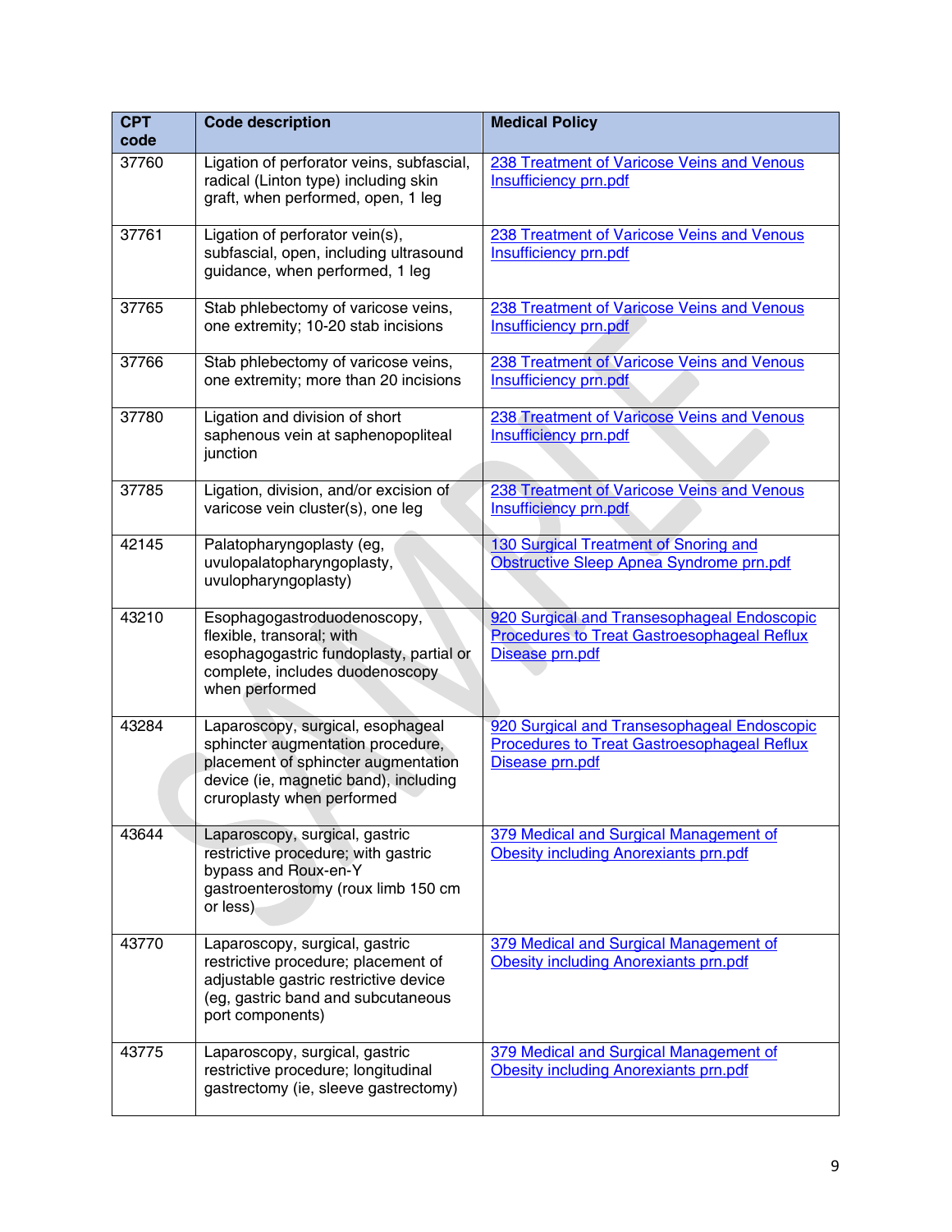| CPT code | Code description | Medical Policy |
|---|---|---|
| 37760 | Ligation of perforator veins, subfascial, radical (Linton type) including skin graft, when performed, open, 1 leg | 238 Treatment of Varicose Veins and Venous Insufficiency prn.pdf |
| 37761 | Ligation of perforator vein(s), subfascial, open, including ultrasound guidance, when performed, 1 leg | 238 Treatment of Varicose Veins and Venous Insufficiency prn.pdf |
| 37765 | Stab phlebectomy of varicose veins, one extremity; 10-20 stab incisions | 238 Treatment of Varicose Veins and Venous Insufficiency prn.pdf |
| 37766 | Stab phlebectomy of varicose veins, one extremity; more than 20 incisions | 238 Treatment of Varicose Veins and Venous Insufficiency prn.pdf |
| 37780 | Ligation and division of short saphenous vein at saphenopopliteal junction | 238 Treatment of Varicose Veins and Venous Insufficiency prn.pdf |
| 37785 | Ligation, division, and/or excision of varicose vein cluster(s), one leg | 238 Treatment of Varicose Veins and Venous Insufficiency prn.pdf |
| 42145 | Palatopharyngoplasty (eg, uvulopalatopharyngoplasty, uvulopharyngoplasty) | 130 Surgical Treatment of Snoring and Obstructive Sleep Apnea Syndrome prn.pdf |
| 43210 | Esophagogastroduodenoscopy, flexible, transoral; with esophagogastric fundoplasty, partial or complete, includes duodenoscopy when performed | 920 Surgical and Transesophageal Endoscopic Procedures to Treat Gastroesophageal Reflux Disease prn.pdf |
| 43284 | Laparoscopy, surgical, esophageal sphincter augmentation procedure, placement of sphincter augmentation device (ie, magnetic band), including cruroplasty when performed | 920 Surgical and Transesophageal Endoscopic Procedures to Treat Gastroesophageal Reflux Disease prn.pdf |
| 43644 | Laparoscopy, surgical, gastric restrictive procedure; with gastric bypass and Roux-en-Y gastroenterostomy (roux limb 150 cm or less) | 379 Medical and Surgical Management of Obesity including Anorexiants prn.pdf |
| 43770 | Laparoscopy, surgical, gastric restrictive procedure; placement of adjustable gastric restrictive device (eg, gastric band and subcutaneous port components) | 379 Medical and Surgical Management of Obesity including Anorexiants prn.pdf |
| 43775 | Laparoscopy, surgical, gastric restrictive procedure; longitudinal gastrectomy (ie, sleeve gastrectomy) | 379 Medical and Surgical Management of Obesity including Anorexiants prn.pdf |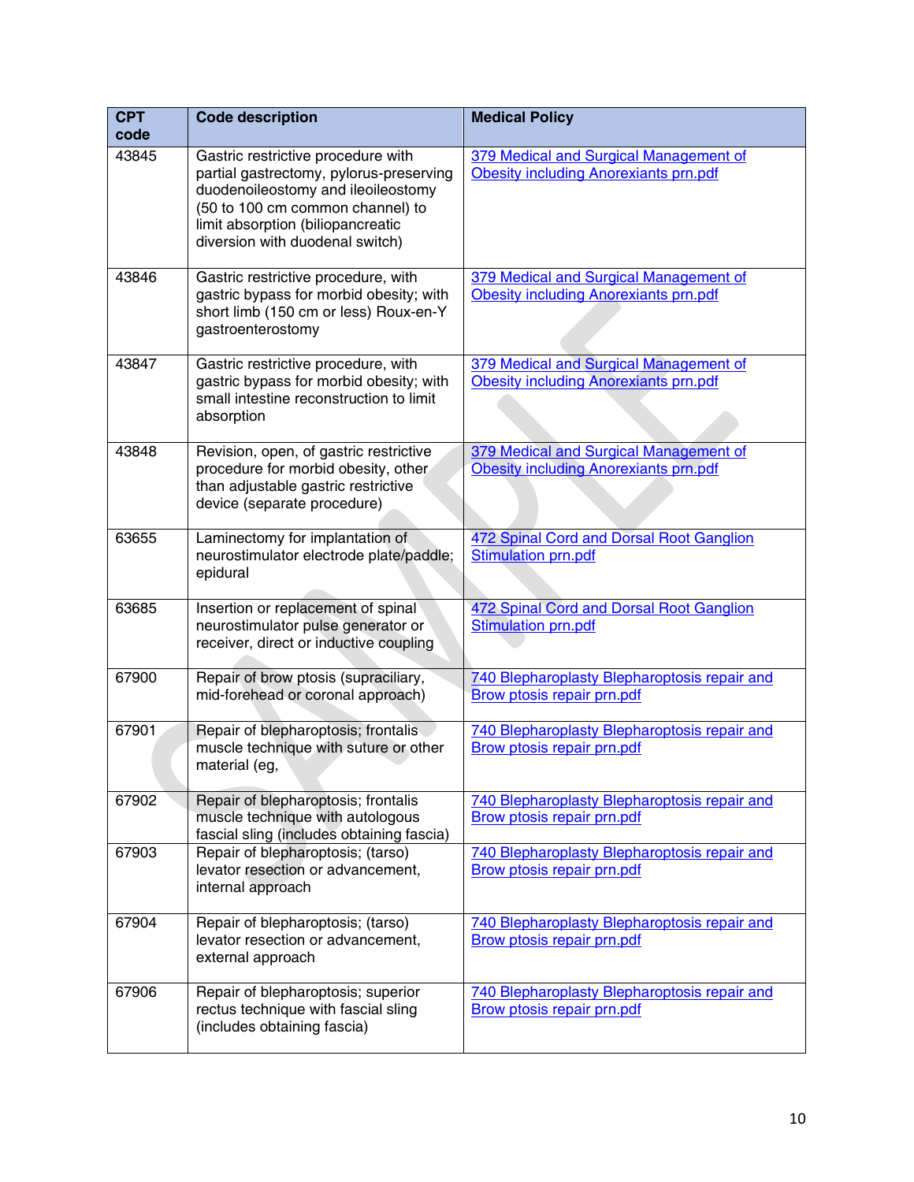| CPT code | Code description | Medical Policy |
|---|---|---|
| 43845 | Gastric restrictive procedure with partial gastrectomy, pylorus-preserving duodenoileostomy and ileoileostomy (50 to 100 cm common channel) to limit absorption (biliopancreatic diversion with duodenal switch) | 379 Medical and Surgical Management of Obesity including Anorexiants prn.pdf |
| 43846 | Gastric restrictive procedure, with gastric bypass for morbid obesity; with short limb (150 cm or less) Roux-en-Y gastroenterostomy | 379 Medical and Surgical Management of Obesity including Anorexiants prn.pdf |
| 43847 | Gastric restrictive procedure, with gastric bypass for morbid obesity; with small intestine reconstruction to limit absorption | 379 Medical and Surgical Management of Obesity including Anorexiants prn.pdf |
| 43848 | Revision, open, of gastric restrictive procedure for morbid obesity, other than adjustable gastric restrictive device (separate procedure) | 379 Medical and Surgical Management of Obesity including Anorexiants prn.pdf |
| 63655 | Laminectomy for implantation of neurostimulator electrode plate/paddle; epidural | 472 Spinal Cord and Dorsal Root Ganglion Stimulation prn.pdf |
| 63685 | Insertion or replacement of spinal neurostimulator pulse generator or receiver, direct or inductive coupling | 472 Spinal Cord and Dorsal Root Ganglion Stimulation prn.pdf |
| 67900 | Repair of brow ptosis (supraciliary, mid-forehead or coronal approach) | 740 Blepharoplasty Blepharoptosis repair and Brow ptosis repair prn.pdf |
| 67901 | Repair of blepharoptosis; frontalis muscle technique with suture or other material (eg, | 740 Blepharoplasty Blepharoptosis repair and Brow ptosis repair prn.pdf |
| 67902 | Repair of blepharoptosis; frontalis muscle technique with autologous fascial sling (includes obtaining fascia) | 740 Blepharoplasty Blepharoptosis repair and Brow ptosis repair prn.pdf |
| 67903 | Repair of blepharoptosis; (tarso) levator resection or advancement, internal approach | 740 Blepharoplasty Blepharoptosis repair and Brow ptosis repair prn.pdf |
| 67904 | Repair of blepharoptosis; (tarso) levator resection or advancement, external approach | 740 Blepharoplasty Blepharoptosis repair and Brow ptosis repair prn.pdf |
| 67906 | Repair of blepharoptosis; superior rectus technique with fascial sling (includes obtaining fascia) | 740 Blepharoplasty Blepharoptosis repair and Brow ptosis repair prn.pdf |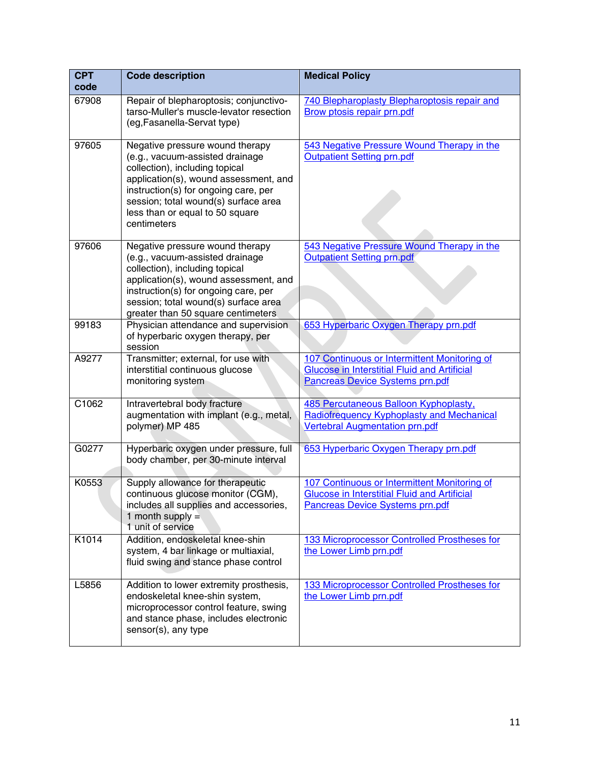| CPT code | Code description | Medical Policy |
|---|---|---|
| 67908 | Repair of blepharoptosis; conjunctivo-tarso-Muller's muscle-levator resection (eg,Fasanella-Servat type) | 740 Blepharoplasty Blepharoptosis repair and Brow ptosis repair prn.pdf |
| 97605 | Negative pressure wound therapy (e.g., vacuum-assisted drainage collection), including topical application(s), wound assessment, and instruction(s) for ongoing care, per session; total wound(s) surface area less than or equal to 50 square centimeters | 543 Negative Pressure Wound Therapy in the Outpatient Setting prn.pdf |
| 97606 | Negative pressure wound therapy (e.g., vacuum-assisted drainage collection), including topical application(s), wound assessment, and instruction(s) for ongoing care, per session; total wound(s) surface area greater than 50 square centimeters | 543 Negative Pressure Wound Therapy in the Outpatient Setting prn.pdf |
| 99183 | Physician attendance and supervision of hyperbaric oxygen therapy, per session | 653 Hyperbaric Oxygen Therapy prn.pdf |
| A9277 | Transmitter; external, for use with interstitial continuous glucose monitoring system | 107 Continuous or Intermittent Monitoring of Glucose in Interstitial Fluid and Artificial Pancreas Device Systems prn.pdf |
| C1062 | Intravertebral body fracture augmentation with implant (e.g., metal, polymer) MP 485 | 485 Percutaneous Balloon Kyphoplasty, Radiofrequency Kyphoplasty and Mechanical Vertebral Augmentation prn.pdf |
| G0277 | Hyperbaric oxygen under pressure, full body chamber, per 30-minute interval | 653 Hyperbaric Oxygen Therapy prn.pdf |
| K0553 | Supply allowance for therapeutic continuous glucose monitor (CGM), includes all supplies and accessories, 1 month supply = 1 unit of service | 107 Continuous or Intermittent Monitoring of Glucose in Interstitial Fluid and Artificial Pancreas Device Systems prn.pdf |
| K1014 | Addition, endoskeletal knee-shin system, 4 bar linkage or multiaxial, fluid swing and stance phase control | 133 Microprocessor Controlled Prostheses for the Lower Limb prn.pdf |
| L5856 | Addition to lower extremity prosthesis, endoskeletal knee-shin system, microprocessor control feature, swing and stance phase, includes electronic sensor(s), any type | 133 Microprocessor Controlled Prostheses for the Lower Limb prn.pdf |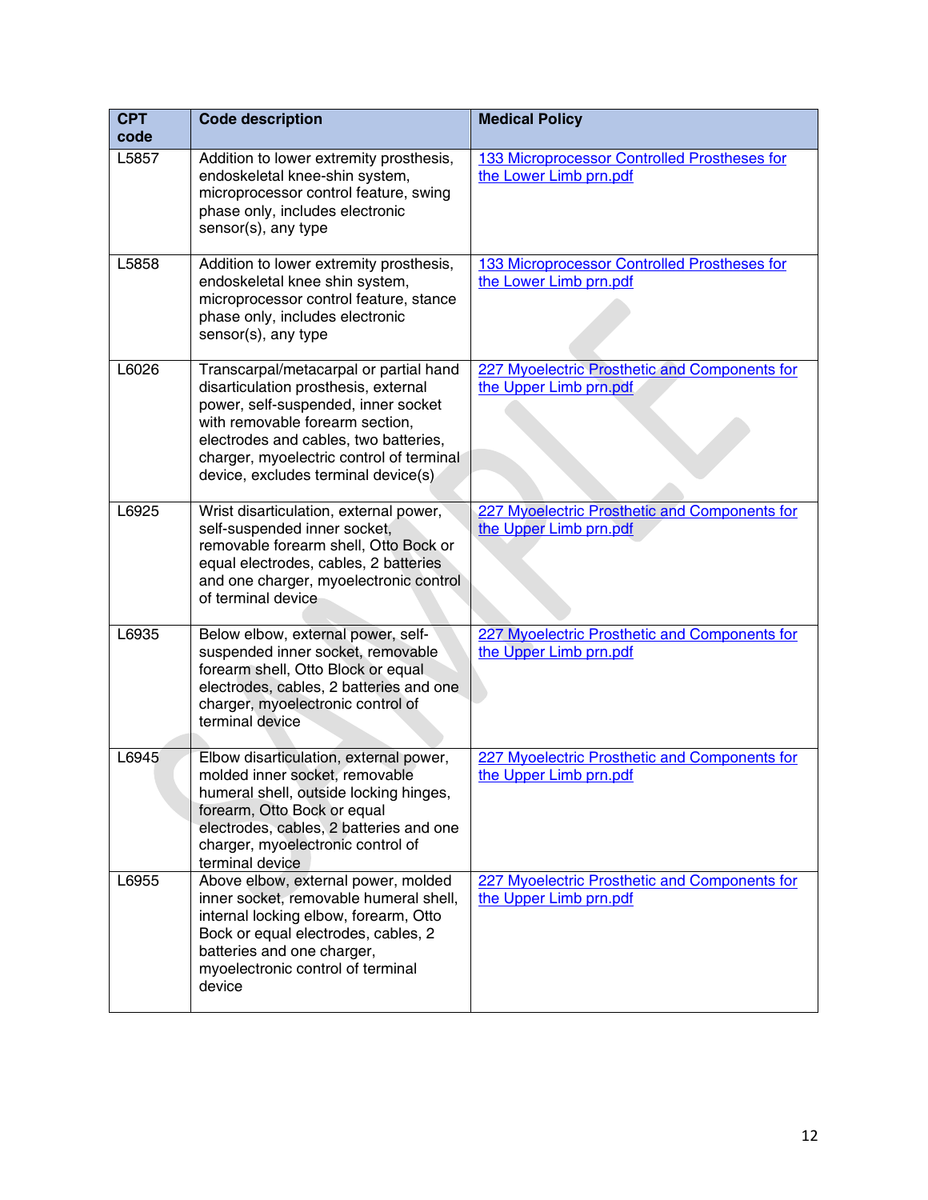| CPT code | Code description | Medical Policy |
|---|---|---|
| L5857 | Addition to lower extremity prosthesis, endoskeletal knee-shin system, microprocessor control feature, swing phase only, includes electronic sensor(s), any type | [133 Microprocessor Controlled Prostheses for the Lower Limb prn.pdf] |
| L5858 | Addition to lower extremity prosthesis, endoskeletal knee shin system, microprocessor control feature, stance phase only, includes electronic sensor(s), any type | [133 Microprocessor Controlled Prostheses for the Lower Limb prn.pdf] |
| L6026 | Transcarpal/metacarpal or partial hand disarticulation prosthesis, external power, self-suspended, inner socket with removable forearm section, electrodes and cables, two batteries, charger, myoelectric control of terminal device, excludes terminal device(s) | [227 Myoelectric Prosthetic and Components for the Upper Limb prn.pdf] |
| L6925 | Wrist disarticulation, external power, self-suspended inner socket, removable forearm shell, Otto Bock or equal electrodes, cables, 2 batteries and one charger, myoelectronic control of terminal device | [227 Myoelectric Prosthetic and Components for the Upper Limb prn.pdf] |
| L6935 | Below elbow, external power, self-suspended inner socket, removable forearm shell, Otto Block or equal electrodes, cables, 2 batteries and one charger, myoelectronic control of terminal device | [227 Myoelectric Prosthetic and Components for the Upper Limb prn.pdf] |
| L6945 | Elbow disarticulation, external power, molded inner socket, removable humeral shell, outside locking hinges, forearm, Otto Bock or equal electrodes, cables, 2 batteries and one charger, myoelectronic control of terminal device | [227 Myoelectric Prosthetic and Components for the Upper Limb prn.pdf] |
| L6955 | Above elbow, external power, molded inner socket, removable humeral shell, internal locking elbow, forearm, Otto Bock or equal electrodes, cables, 2 batteries and one charger, myoelectronic control of terminal device | [227 Myoelectric Prosthetic and Components for the Upper Limb prn.pdf] |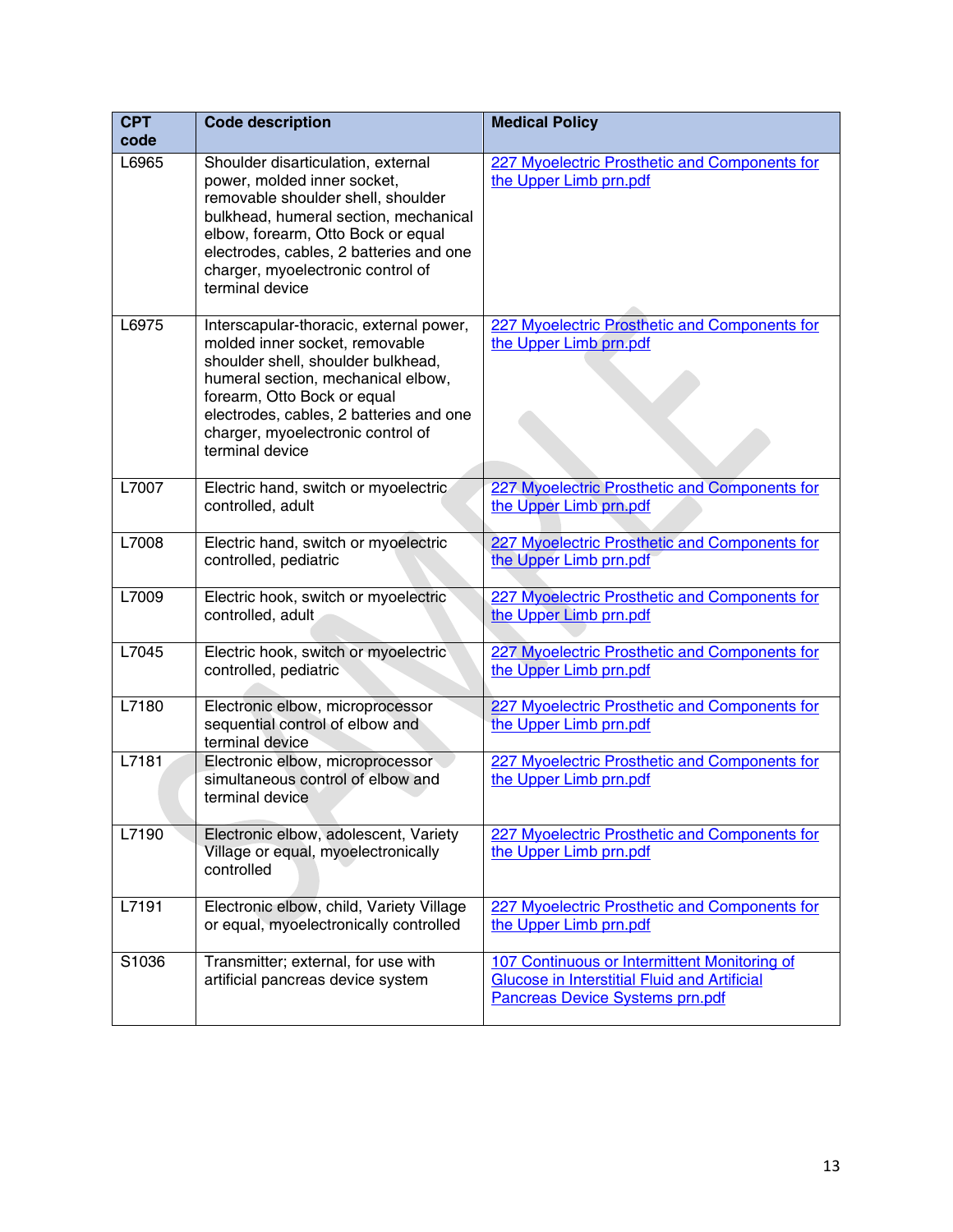| CPT code | Code description | Medical Policy |
| --- | --- | --- |
| L6965 | Shoulder disarticulation, external power, molded inner socket, removable shoulder shell, shoulder bulkhead, humeral section, mechanical elbow, forearm, Otto Bock or equal electrodes, cables, 2 batteries and one charger, myoelectronic control of terminal device | 227 Myoelectric Prosthetic and Components for the Upper Limb prn.pdf |
| L6975 | Interscapular-thoracic, external power, molded inner socket, removable shoulder shell, shoulder bulkhead, humeral section, mechanical elbow, forearm, Otto Bock or equal electrodes, cables, 2 batteries and one charger, myoelectronic control of terminal device | 227 Myoelectric Prosthetic and Components for the Upper Limb prn.pdf |
| L7007 | Electric hand, switch or myoelectric controlled, adult | 227 Myoelectric Prosthetic and Components for the Upper Limb prn.pdf |
| L7008 | Electric hand, switch or myoelectric controlled, pediatric | 227 Myoelectric Prosthetic and Components for the Upper Limb prn.pdf |
| L7009 | Electric hook, switch or myoelectric controlled, adult | 227 Myoelectric Prosthetic and Components for the Upper Limb prn.pdf |
| L7045 | Electric hook, switch or myoelectric controlled, pediatric | 227 Myoelectric Prosthetic and Components for the Upper Limb prn.pdf |
| L7180 | Electronic elbow, microprocessor sequential control of elbow and terminal device | 227 Myoelectric Prosthetic and Components for the Upper Limb prn.pdf |
| L7181 | Electronic elbow, microprocessor simultaneous control of elbow and terminal device | 227 Myoelectric Prosthetic and Components for the Upper Limb prn.pdf |
| L7190 | Electronic elbow, adolescent, Variety Village or equal, myoelectronically controlled | 227 Myoelectric Prosthetic and Components for the Upper Limb prn.pdf |
| L7191 | Electronic elbow, child, Variety Village or equal, myoelectronically controlled | 227 Myoelectric Prosthetic and Components for the Upper Limb prn.pdf |
| S1036 | Transmitter; external, for use with artificial pancreas device system | 107 Continuous or Intermittent Monitoring of Glucose in Interstitial Fluid and Artificial Pancreas Device Systems prn.pdf |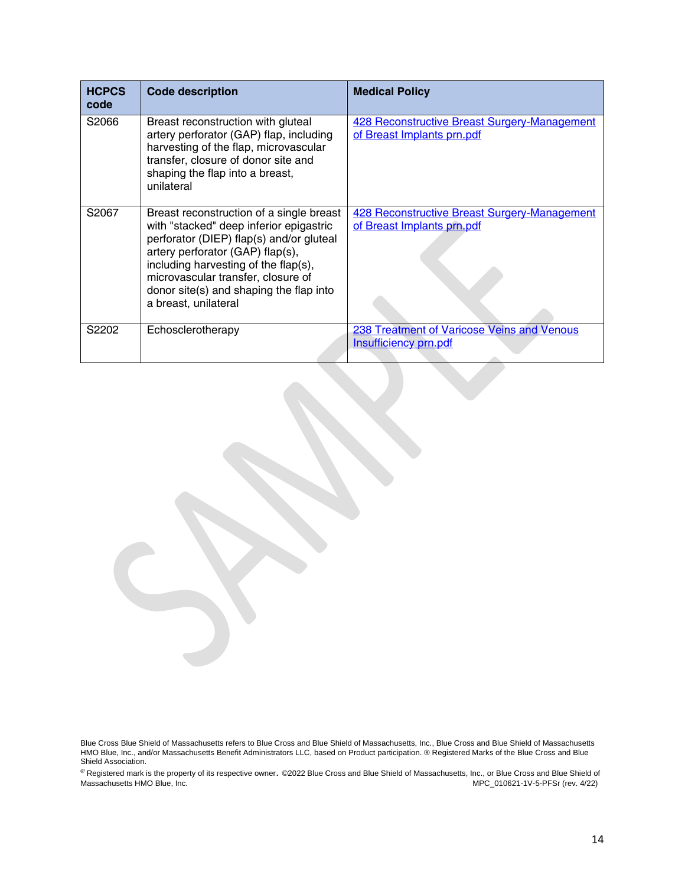| HCPCS code | Code description | Medical Policy |
|---|---|---|
| S2066 | Breast reconstruction with gluteal artery perforator (GAP) flap, including harvesting of the flap, microvascular transfer, closure of donor site and shaping the flap into a breast, unilateral | 428 Reconstructive Breast Surgery-Management of Breast Implants prn.pdf |
| S2067 | Breast reconstruction of a single breast with "stacked" deep inferior epigastric perforator (DIEP) flap(s) and/or gluteal artery perforator (GAP) flap(s), including harvesting of the flap(s), microvascular transfer, closure of donor site(s) and shaping the flap into a breast, unilateral | 428 Reconstructive Breast Surgery-Management of Breast Implants prn.pdf |
| S2202 | Echosclerotherapy | 238 Treatment of Varicose Veins and Venous Insufficiency prn.pdf |

Blue Cross Blue Shield of Massachusetts refers to Blue Cross and Blue Shield of Massachusetts, Inc., Blue Cross and Blue Shield of Massachusetts HMO Blue, Inc., and/or Massachusetts Benefit Administrators LLC, based on Product participation. ® Registered Marks of the Blue Cross and Blue Shield Association.

®' Registered mark is the property of its respective owner. ©2022 Blue Cross and Blue Shield of Massachusetts, Inc., or Blue Cross and Blue Shield of Massachusetts HMO Blue, Inc. MPC_010621-1V-5-PFSr (rev. 4/22)